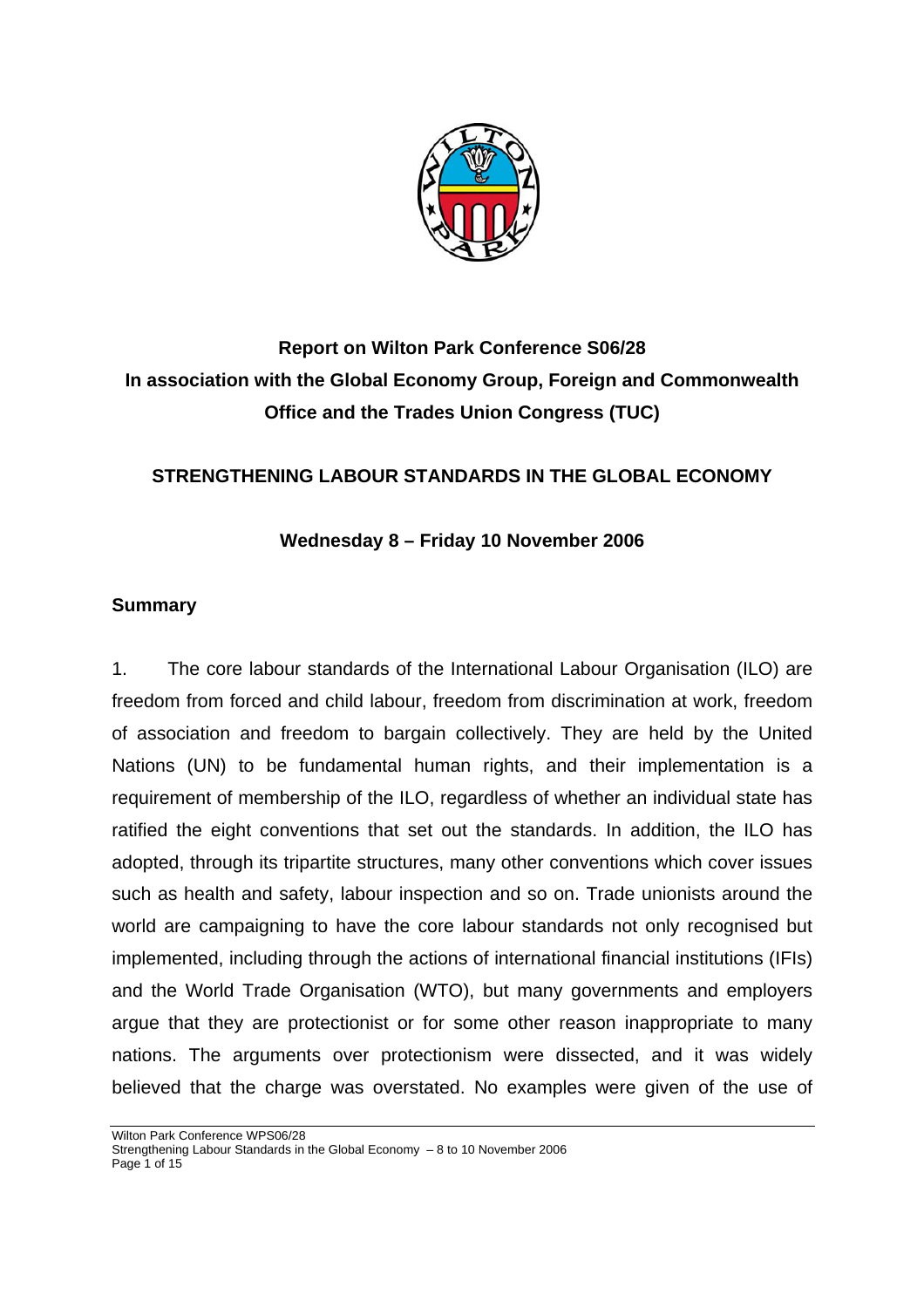**Report on Wilton Park Conference S06/28**
**In association with the Global Economy Group, Foreign and Commonwealth Office and the Trades Union Congress (TUC)**

# STRENGTHENING LABOUR STANDARDS IN THE GLOBAL ECONOMY

**Wednesday 8 – Friday 10 November 2006**

## Summary

1. The core labour standards of the International Labour Organisation (ILO) are freedom from forced and child labour, freedom from discrimination at work, freedom of association and freedom to bargain collectively. They are held by the United Nations (UN) to be fundamental human rights, and their implementation is a requirement of membership of the ILO, regardless of whether an individual state has ratified the eight conventions that set out the standards. In addition, the ILO has adopted, through its tripartite structures, many other conventions which cover issues such as health and safety, labour inspection and so on. Trade unionists around the world are campaigning to have the core labour standards not only recognised but implemented, including through the actions of international financial institutions (IFIs) and the World Trade Organisation (WTO), but many governments and employers argue that they are protectionist or for some other reason inappropriate to many nations. The arguments over protectionism were dissected, and it was widely believed that the charge was overstated. No examples were given of the use of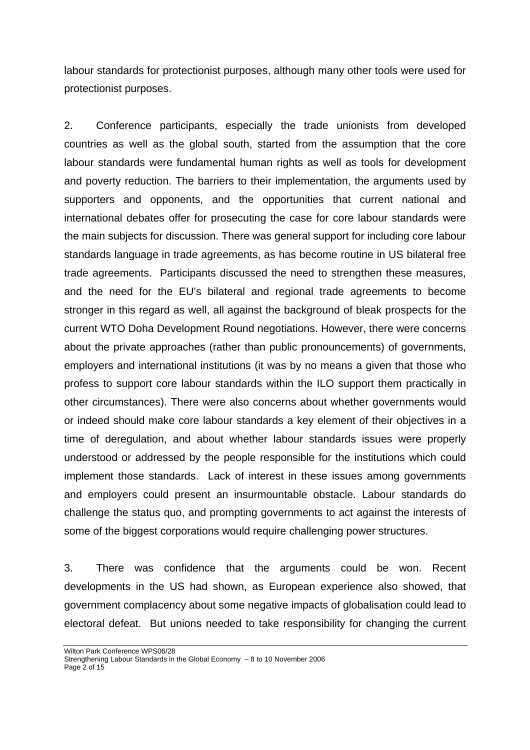labour standards for protectionist purposes, although many other tools were used for protectionist purposes.

2. Conference participants, especially the trade unionists from developed countries as well as the global south, started from the assumption that the core labour standards were fundamental human rights as well as tools for development and poverty reduction. The barriers to their implementation, the arguments used by supporters and opponents, and the opportunities that current national and international debates offer for prosecuting the case for core labour standards were the main subjects for discussion. There was general support for including core labour standards language in trade agreements, as has become routine in US bilateral free trade agreements. Participants discussed the need to strengthen these measures, and the need for the EU's bilateral and regional trade agreements to become stronger in this regard as well, all against the background of bleak prospects for the current WTO Doha Development Round negotiations. However, there were concerns about the private approaches (rather than public pronouncements) of governments, employers and international institutions (it was by no means a given that those who profess to support core labour standards within the ILO support them practically in other circumstances). There were also concerns about whether governments would or indeed should make core labour standards a key element of their objectives in a time of deregulation, and about whether labour standards issues were properly understood or addressed by the people responsible for the institutions which could implement those standards. Lack of interest in these issues among governments and employers could present an insurmountable obstacle. Labour standards do challenge the status quo, and prompting governments to act against the interests of some of the biggest corporations would require challenging power structures.

3. There was confidence that the arguments could be won. Recent developments in the US had shown, as European experience also showed, that government complacency about some negative impacts of globalisation could lead to electoral defeat. But unions needed to take responsibility for changing the current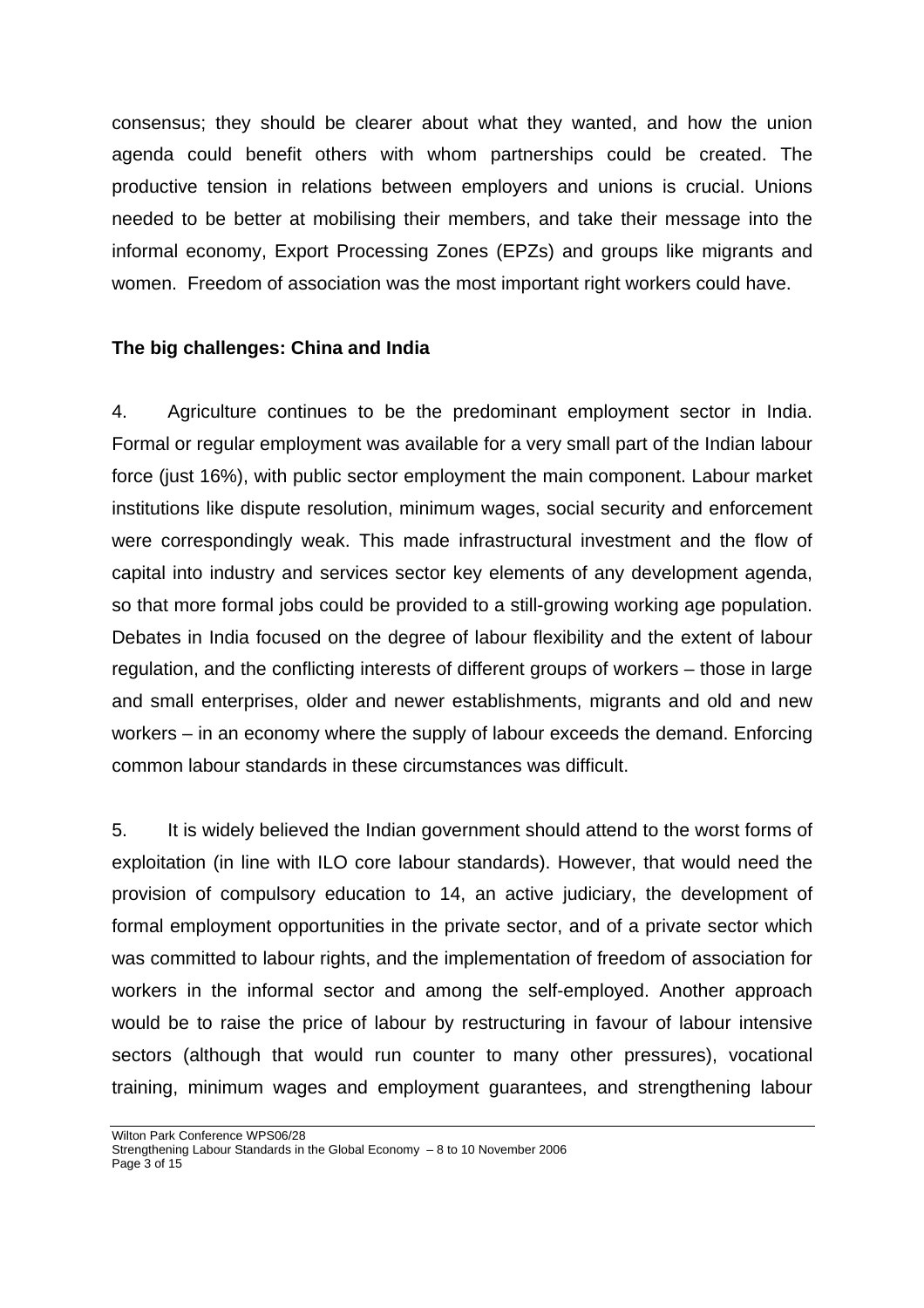consensus; they should be clearer about what they wanted, and how the union agenda could benefit others with whom partnerships could be created. The productive tension in relations between employers and unions is crucial. Unions needed to be better at mobilising their members, and take their message into the informal economy, Export Processing Zones (EPZs) and groups like migrants and women. Freedom of association was the most important right workers could have.

**The big challenges: China and India**

4. Agriculture continues to be the predominant employment sector in India. Formal or regular employment was available for a very small part of the Indian labour force (just 16%), with public sector employment the main component. Labour market institutions like dispute resolution, minimum wages, social security and enforcement were correspondingly weak. This made infrastructural investment and the flow of capital into industry and services sector key elements of any development agenda, so that more formal jobs could be provided to a still-growing working age population. Debates in India focused on the degree of labour flexibility and the extent of labour regulation, and the conflicting interests of different groups of workers – those in large and small enterprises, older and newer establishments, migrants and old and new workers – in an economy where the supply of labour exceeds the demand. Enforcing common labour standards in these circumstances was difficult.

5. It is widely believed the Indian government should attend to the worst forms of exploitation (in line with ILO core labour standards). However, that would need the provision of compulsory education to 14, an active judiciary, the development of formal employment opportunities in the private sector, and of a private sector which was committed to labour rights, and the implementation of freedom of association for workers in the informal sector and among the self-employed. Another approach would be to raise the price of labour by restructuring in favour of labour intensive sectors (although that would run counter to many other pressures), vocational training, minimum wages and employment guarantees, and strengthening labour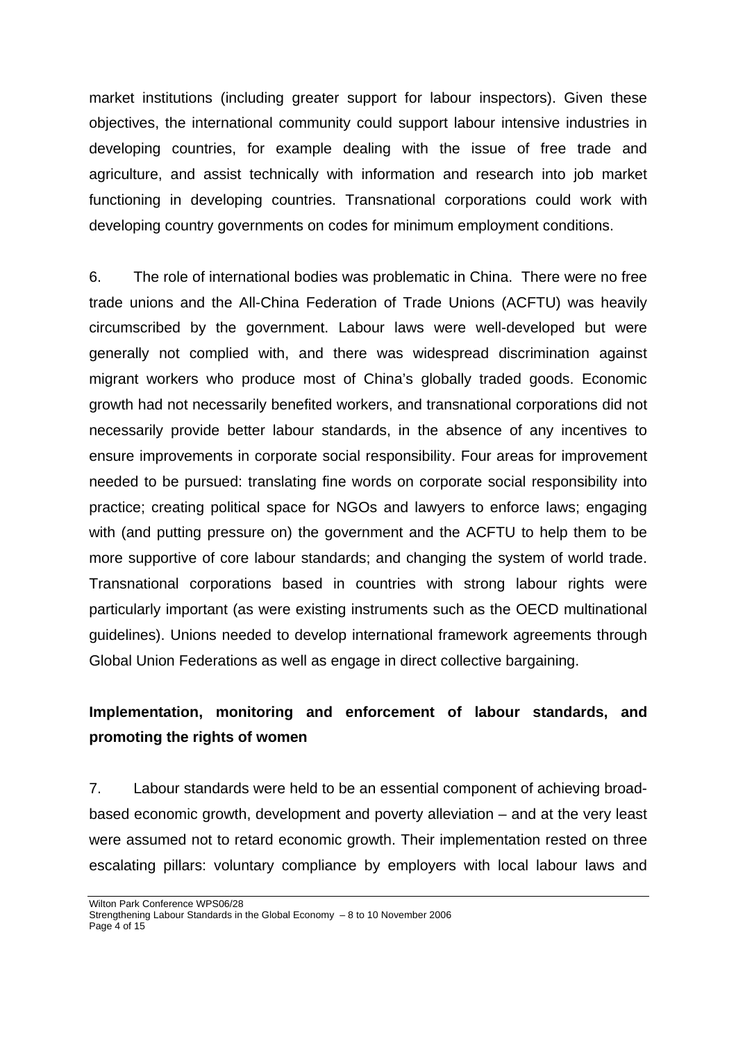market institutions (including greater support for labour inspectors). Given these objectives, the international community could support labour intensive industries in developing countries, for example dealing with the issue of free trade and agriculture, and assist technically with information and research into job market functioning in developing countries. Transnational corporations could work with developing country governments on codes for minimum employment conditions.

6. The role of international bodies was problematic in China. There were no free trade unions and the All-China Federation of Trade Unions (ACFTU) was heavily circumscribed by the government. Labour laws were well-developed but were generally not complied with, and there was widespread discrimination against migrant workers who produce most of China's globally traded goods. Economic growth had not necessarily benefited workers, and transnational corporations did not necessarily provide better labour standards, in the absence of any incentives to ensure improvements in corporate social responsibility. Four areas for improvement needed to be pursued: translating fine words on corporate social responsibility into practice; creating political space for NGOs and lawyers to enforce laws; engaging with (and putting pressure on) the government and the ACFTU to help them to be more supportive of core labour standards; and changing the system of world trade. Transnational corporations based in countries with strong labour rights were particularly important (as were existing instruments such as the OECD multinational guidelines). Unions needed to develop international framework agreements through Global Union Federations as well as engage in direct collective bargaining.

**Implementation, monitoring and enforcement of labour standards, and promoting the rights of women**

7. Labour standards were held to be an essential component of achieving broad-based economic growth, development and poverty alleviation – and at the very least were assumed not to retard economic growth. Their implementation rested on three escalating pillars: voluntary compliance by employers with local labour laws and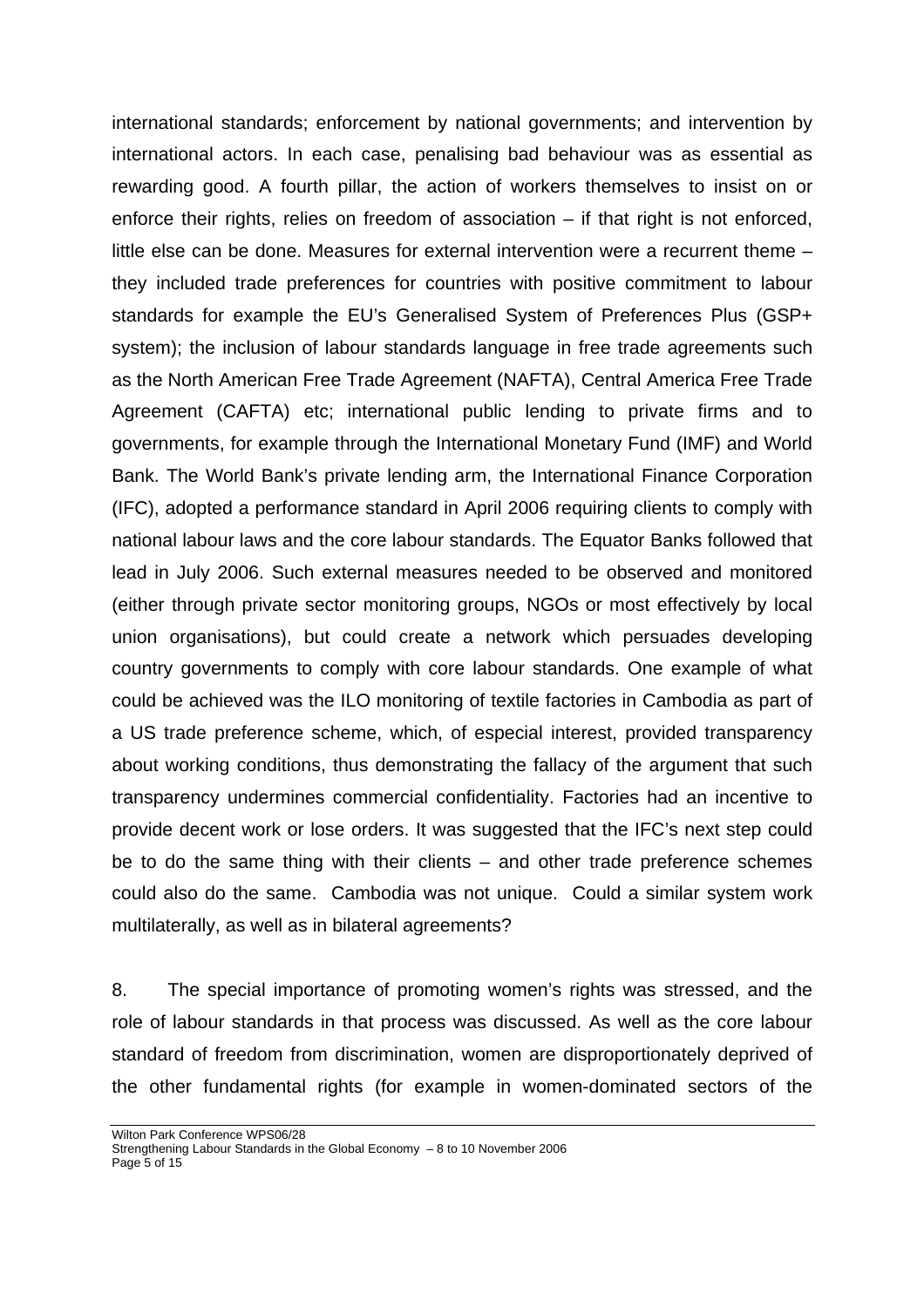international standards; enforcement by national governments; and intervention by international actors. In each case, penalising bad behaviour was as essential as rewarding good. A fourth pillar, the action of workers themselves to insist on or enforce their rights, relies on freedom of association – if that right is not enforced, little else can be done. Measures for external intervention were a recurrent theme – they included trade preferences for countries with positive commitment to labour standards for example the EU's Generalised System of Preferences Plus (GSP+ system); the inclusion of labour standards language in free trade agreements such as the North American Free Trade Agreement (NAFTA), Central America Free Trade Agreement (CAFTA) etc; international public lending to private firms and to governments, for example through the International Monetary Fund (IMF) and World Bank. The World Bank's private lending arm, the International Finance Corporation (IFC), adopted a performance standard in April 2006 requiring clients to comply with national labour laws and the core labour standards. The Equator Banks followed that lead in July 2006. Such external measures needed to be observed and monitored (either through private sector monitoring groups, NGOs or most effectively by local union organisations), but could create a network which persuades developing country governments to comply with core labour standards. One example of what could be achieved was the ILO monitoring of textile factories in Cambodia as part of a US trade preference scheme, which, of especial interest, provided transparency about working conditions, thus demonstrating the fallacy of the argument that such transparency undermines commercial confidentiality. Factories had an incentive to provide decent work or lose orders. It was suggested that the IFC's next step could be to do the same thing with their clients – and other trade preference schemes could also do the same. Cambodia was not unique. Could a similar system work multilaterally, as well as in bilateral agreements?

8. The special importance of promoting women's rights was stressed, and the role of labour standards in that process was discussed. As well as the core labour standard of freedom from discrimination, women are disproportionately deprived of the other fundamental rights (for example in women-dominated sectors of the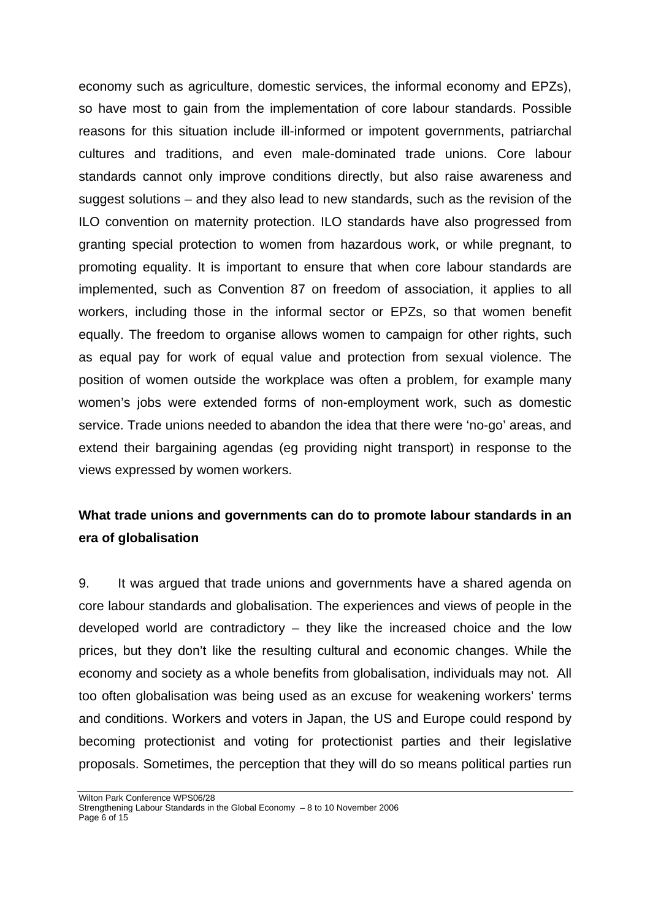economy such as agriculture, domestic services, the informal economy and EPZs), so have most to gain from the implementation of core labour standards. Possible reasons for this situation include ill-informed or impotent governments, patriarchal cultures and traditions, and even male-dominated trade unions. Core labour standards cannot only improve conditions directly, but also raise awareness and suggest solutions – and they also lead to new standards, such as the revision of the ILO convention on maternity protection. ILO standards have also progressed from granting special protection to women from hazardous work, or while pregnant, to promoting equality. It is important to ensure that when core labour standards are implemented, such as Convention 87 on freedom of association, it applies to all workers, including those in the informal sector or EPZs, so that women benefit equally. The freedom to organise allows women to campaign for other rights, such as equal pay for work of equal value and protection from sexual violence. The position of women outside the workplace was often a problem, for example many women's jobs were extended forms of non-employment work, such as domestic service. Trade unions needed to abandon the idea that there were 'no-go' areas, and extend their bargaining agendas (eg providing night transport) in response to the views expressed by women workers.

## What trade unions and governments can do to promote labour standards in an era of globalisation

9. It was argued that trade unions and governments have a shared agenda on core labour standards and globalisation. The experiences and views of people in the developed world are contradictory – they like the increased choice and the low prices, but they don't like the resulting cultural and economic changes. While the economy and society as a whole benefits from globalisation, individuals may not. All too often globalisation was being used as an excuse for weakening workers' terms and conditions. Workers and voters in Japan, the US and Europe could respond by becoming protectionist and voting for protectionist parties and their legislative proposals. Sometimes, the perception that they will do so means political parties run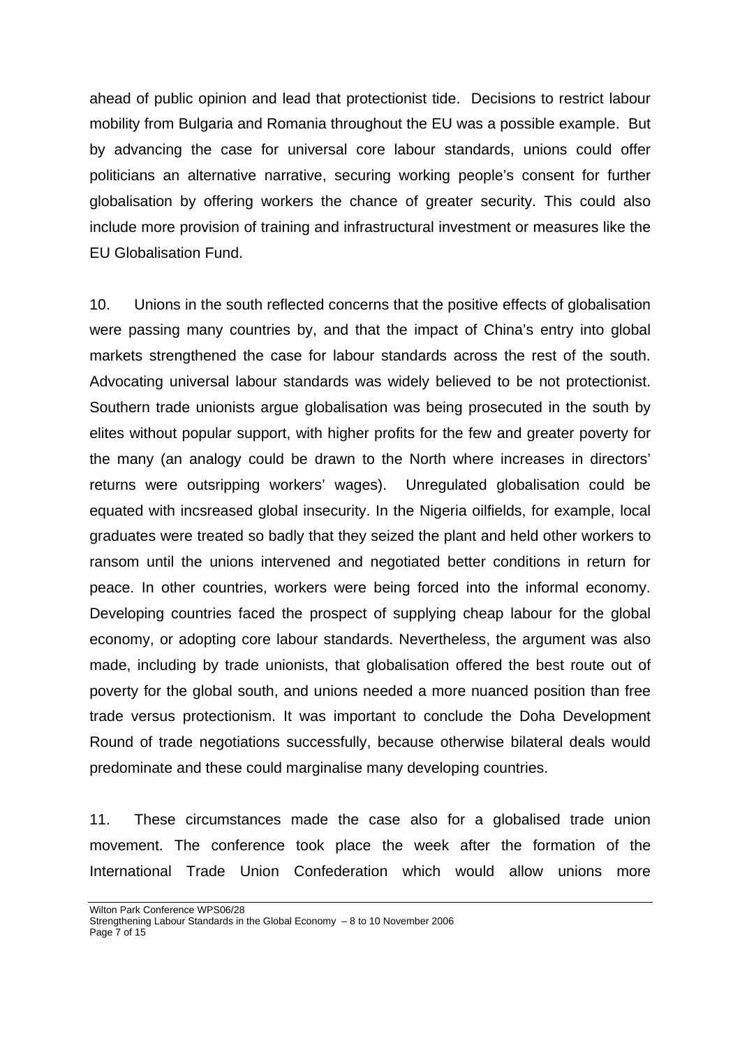ahead of public opinion and lead that protectionist tide. Decisions to restrict labour mobility from Bulgaria and Romania throughout the EU was a possible example. But by advancing the case for universal core labour standards, unions could offer politicians an alternative narrative, securing working people's consent for further globalisation by offering workers the chance of greater security. This could also include more provision of training and infrastructural investment or measures like the EU Globalisation Fund.

10. Unions in the south reflected concerns that the positive effects of globalisation were passing many countries by, and that the impact of China's entry into global markets strengthened the case for labour standards across the rest of the south. Advocating universal labour standards was widely believed to be not protectionist. Southern trade unionists argue globalisation was being prosecuted in the south by elites without popular support, with higher profits for the few and greater poverty for the many (an analogy could be drawn to the North where increases in directors' returns were outsripping workers' wages). Unregulated globalisation could be equated with incsreased global insecurity. In the Nigeria oilfields, for example, local graduates were treated so badly that they seized the plant and held other workers to ransom until the unions intervened and negotiated better conditions in return for peace. In other countries, workers were being forced into the informal economy. Developing countries faced the prospect of supplying cheap labour for the global economy, or adopting core labour standards. Nevertheless, the argument was also made, including by trade unionists, that globalisation offered the best route out of poverty for the global south, and unions needed a more nuanced position than free trade versus protectionism. It was important to conclude the Doha Development Round of trade negotiations successfully, because otherwise bilateral deals would predominate and these could marginalise many developing countries.

11. These circumstances made the case also for a globalised trade union movement. The conference took place the week after the formation of the International Trade Union Confederation which would allow unions more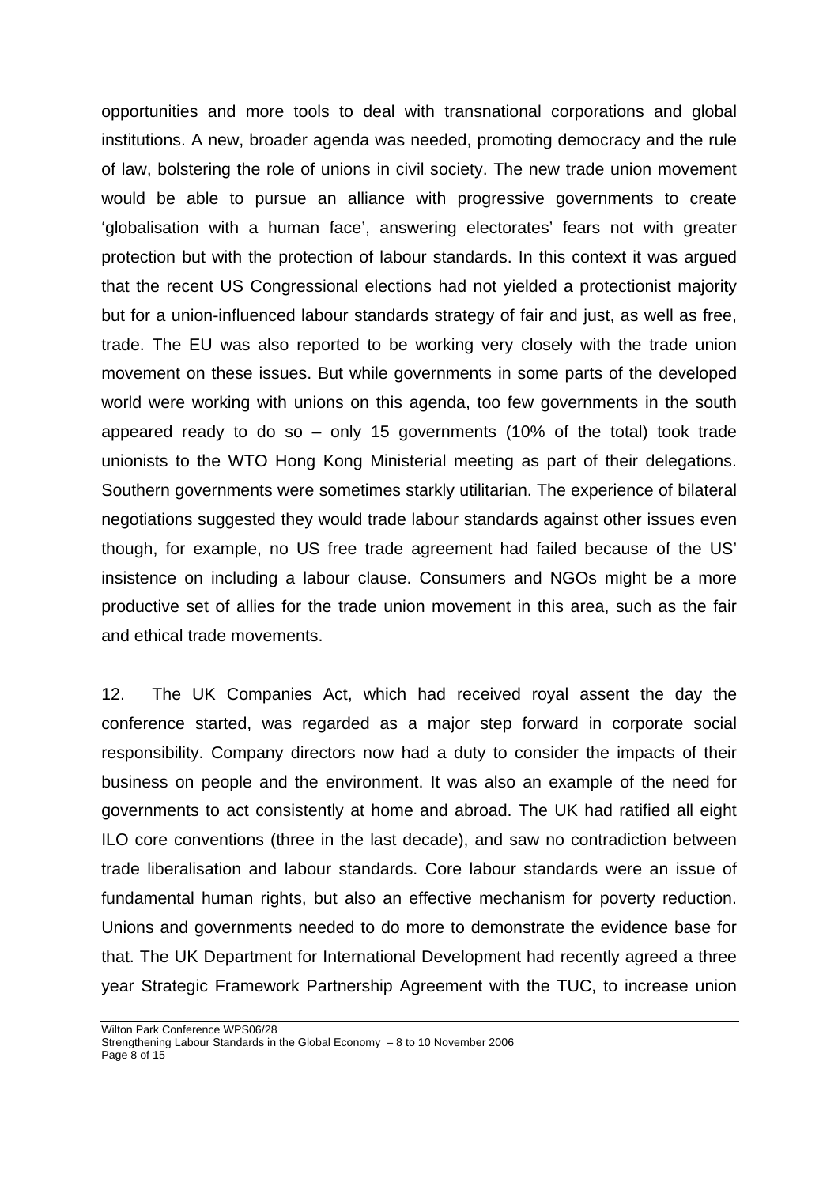opportunities and more tools to deal with transnational corporations and global institutions. A new, broader agenda was needed, promoting democracy and the rule of law, bolstering the role of unions in civil society. The new trade union movement would be able to pursue an alliance with progressive governments to create 'globalisation with a human face', answering electorates' fears not with greater protection but with the protection of labour standards. In this context it was argued that the recent US Congressional elections had not yielded a protectionist majority but for a union-influenced labour standards strategy of fair and just, as well as free, trade. The EU was also reported to be working very closely with the trade union movement on these issues. But while governments in some parts of the developed world were working with unions on this agenda, too few governments in the south appeared ready to do so – only 15 governments (10% of the total) took trade unionists to the WTO Hong Kong Ministerial meeting as part of their delegations. Southern governments were sometimes starkly utilitarian. The experience of bilateral negotiations suggested they would trade labour standards against other issues even though, for example, no US free trade agreement had failed because of the US' insistence on including a labour clause. Consumers and NGOs might be a more productive set of allies for the trade union movement in this area, such as the fair and ethical trade movements.

12. The UK Companies Act, which had received royal assent the day the conference started, was regarded as a major step forward in corporate social responsibility. Company directors now had a duty to consider the impacts of their business on people and the environment. It was also an example of the need for governments to act consistently at home and abroad. The UK had ratified all eight ILO core conventions (three in the last decade), and saw no contradiction between trade liberalisation and labour standards. Core labour standards were an issue of fundamental human rights, but also an effective mechanism for poverty reduction. Unions and governments needed to do more to demonstrate the evidence base for that. The UK Department for International Development had recently agreed a three year Strategic Framework Partnership Agreement with the TUC, to increase union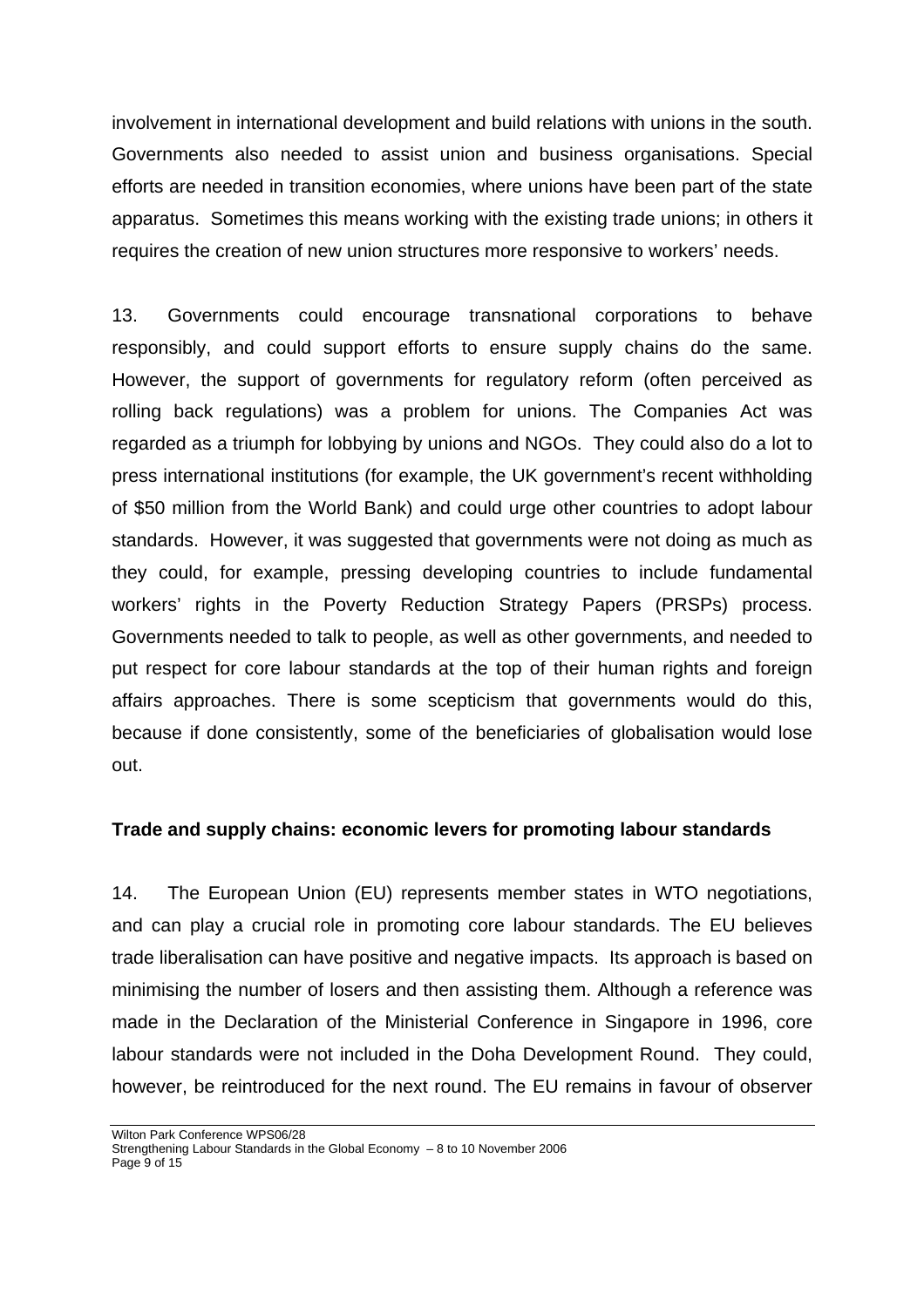involvement in international development and build relations with unions in the south. Governments also needed to assist union and business organisations. Special efforts are needed in transition economies, where unions have been part of the state apparatus. Sometimes this means working with the existing trade unions; in others it requires the creation of new union structures more responsive to workers' needs.

13. Governments could encourage transnational corporations to behave responsibly, and could support efforts to ensure supply chains do the same. However, the support of governments for regulatory reform (often perceived as rolling back regulations) was a problem for unions. The Companies Act was regarded as a triumph for lobbying by unions and NGOs. They could also do a lot to press international institutions (for example, the UK government's recent withholding of $50 million from the World Bank) and could urge other countries to adopt labour standards. However, it was suggested that governments were not doing as much as they could, for example, pressing developing countries to include fundamental workers' rights in the Poverty Reduction Strategy Papers (PRSPs) process. Governments needed to talk to people, as well as other governments, and needed to put respect for core labour standards at the top of their human rights and foreign affairs approaches. There is some scepticism that governments would do this, because if done consistently, some of the beneficiaries of globalisation would lose out.

**Trade and supply chains: economic levers for promoting labour standards**

14. The European Union (EU) represents member states in WTO negotiations, and can play a crucial role in promoting core labour standards. The EU believes trade liberalisation can have positive and negative impacts. Its approach is based on minimising the number of losers and then assisting them. Although a reference was made in the Declaration of the Ministerial Conference in Singapore in 1996, core labour standards were not included in the Doha Development Round. They could, however, be reintroduced for the next round. The EU remains in favour of observer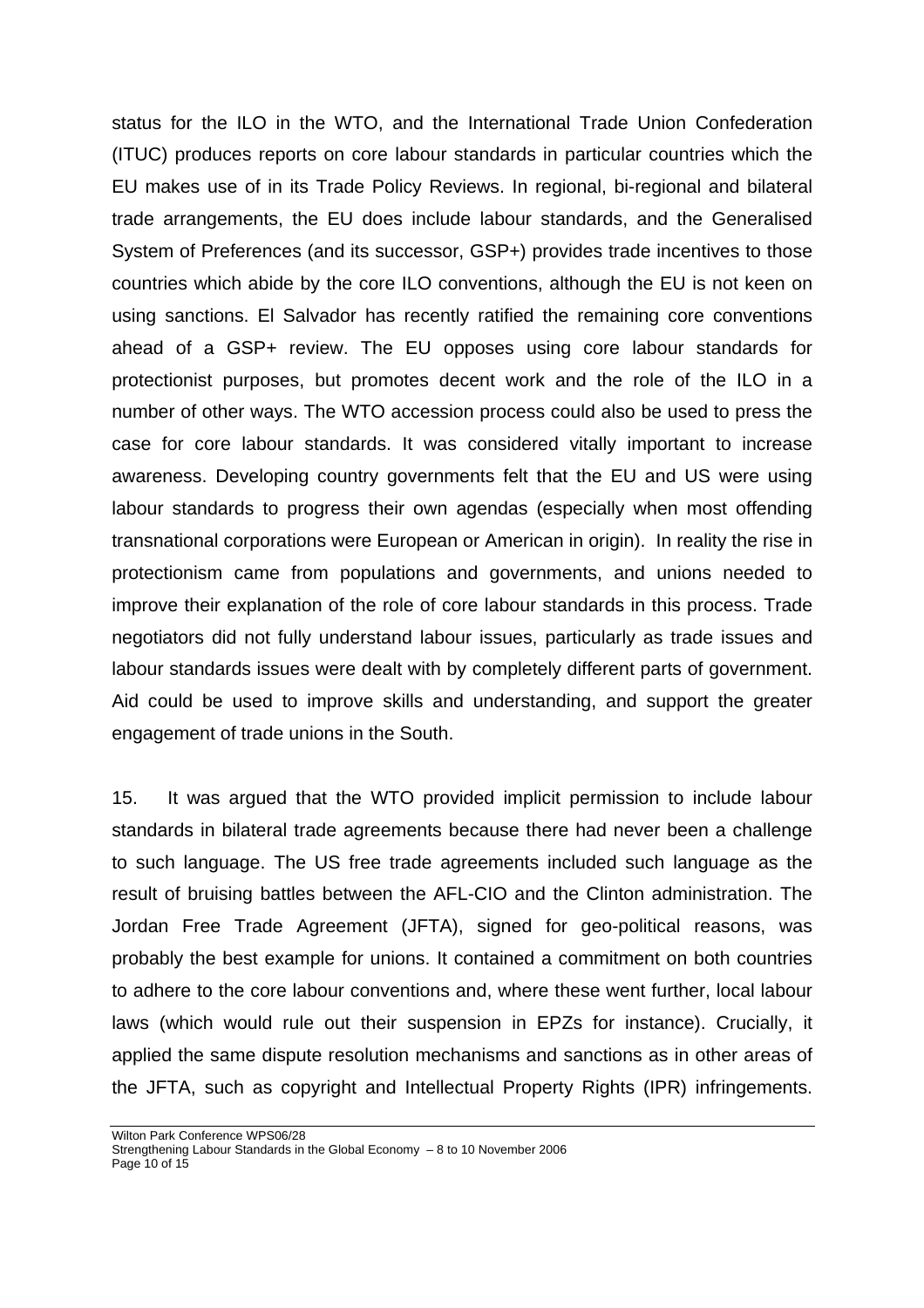status for the ILO in the WTO, and the International Trade Union Confederation (ITUC) produces reports on core labour standards in particular countries which the EU makes use of in its Trade Policy Reviews. In regional, bi-regional and bilateral trade arrangements, the EU does include labour standards, and the Generalised System of Preferences (and its successor, GSP+) provides trade incentives to those countries which abide by the core ILO conventions, although the EU is not keen on using sanctions. El Salvador has recently ratified the remaining core conventions ahead of a GSP+ review. The EU opposes using core labour standards for protectionist purposes, but promotes decent work and the role of the ILO in a number of other ways. The WTO accession process could also be used to press the case for core labour standards. It was considered vitally important to increase awareness. Developing country governments felt that the EU and US were using labour standards to progress their own agendas (especially when most offending transnational corporations were European or American in origin). In reality the rise in protectionism came from populations and governments, and unions needed to improve their explanation of the role of core labour standards in this process. Trade negotiators did not fully understand labour issues, particularly as trade issues and labour standards issues were dealt with by completely different parts of government. Aid could be used to improve skills and understanding, and support the greater engagement of trade unions in the South.

15. It was argued that the WTO provided implicit permission to include labour standards in bilateral trade agreements because there had never been a challenge to such language. The US free trade agreements included such language as the result of bruising battles between the AFL-CIO and the Clinton administration. The Jordan Free Trade Agreement (JFTA), signed for geo-political reasons, was probably the best example for unions. It contained a commitment on both countries to adhere to the core labour conventions and, where these went further, local labour laws (which would rule out their suspension in EPZs for instance). Crucially, it applied the same dispute resolution mechanisms and sanctions as in other areas of the JFTA, such as copyright and Intellectual Property Rights (IPR) infringements.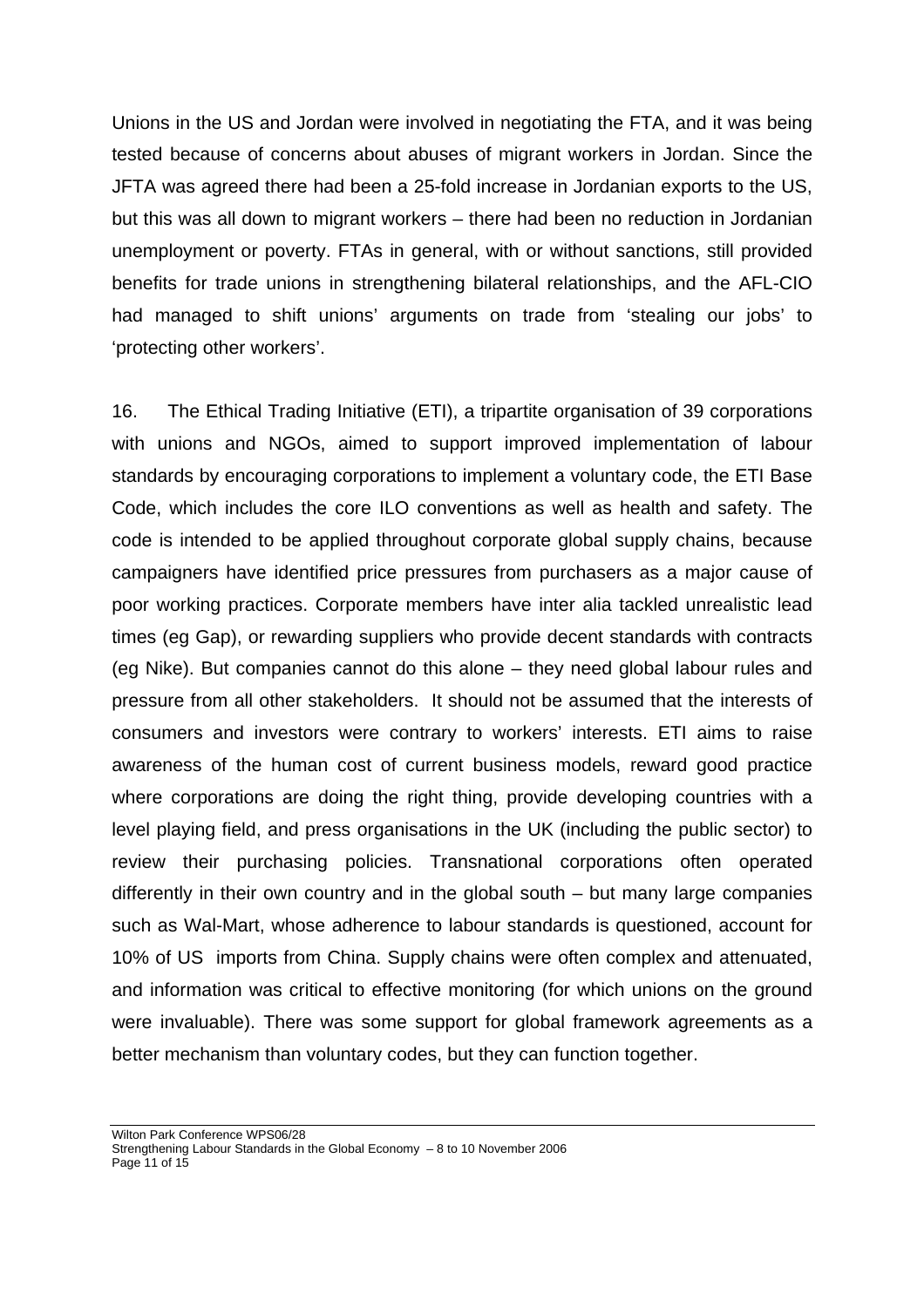Unions in the US and Jordan were involved in negotiating the FTA, and it was being tested because of concerns about abuses of migrant workers in Jordan. Since the JFTA was agreed there had been a 25-fold increase in Jordanian exports to the US, but this was all down to migrant workers – there had been no reduction in Jordanian unemployment or poverty. FTAs in general, with or without sanctions, still provided benefits for trade unions in strengthening bilateral relationships, and the AFL-CIO had managed to shift unions' arguments on trade from 'stealing our jobs' to 'protecting other workers'.

16. The Ethical Trading Initiative (ETI), a tripartite organisation of 39 corporations with unions and NGOs, aimed to support improved implementation of labour standards by encouraging corporations to implement a voluntary code, the ETI Base Code, which includes the core ILO conventions as well as health and safety. The code is intended to be applied throughout corporate global supply chains, because campaigners have identified price pressures from purchasers as a major cause of poor working practices. Corporate members have inter alia tackled unrealistic lead times (eg Gap), or rewarding suppliers who provide decent standards with contracts (eg Nike). But companies cannot do this alone – they need global labour rules and pressure from all other stakeholders. It should not be assumed that the interests of consumers and investors were contrary to workers' interests. ETI aims to raise awareness of the human cost of current business models, reward good practice where corporations are doing the right thing, provide developing countries with a level playing field, and press organisations in the UK (including the public sector) to review their purchasing policies. Transnational corporations often operated differently in their own country and in the global south – but many large companies such as Wal-Mart, whose adherence to labour standards is questioned, account for 10% of US imports from China. Supply chains were often complex and attenuated, and information was critical to effective monitoring (for which unions on the ground were invaluable). There was some support for global framework agreements as a better mechanism than voluntary codes, but they can function together.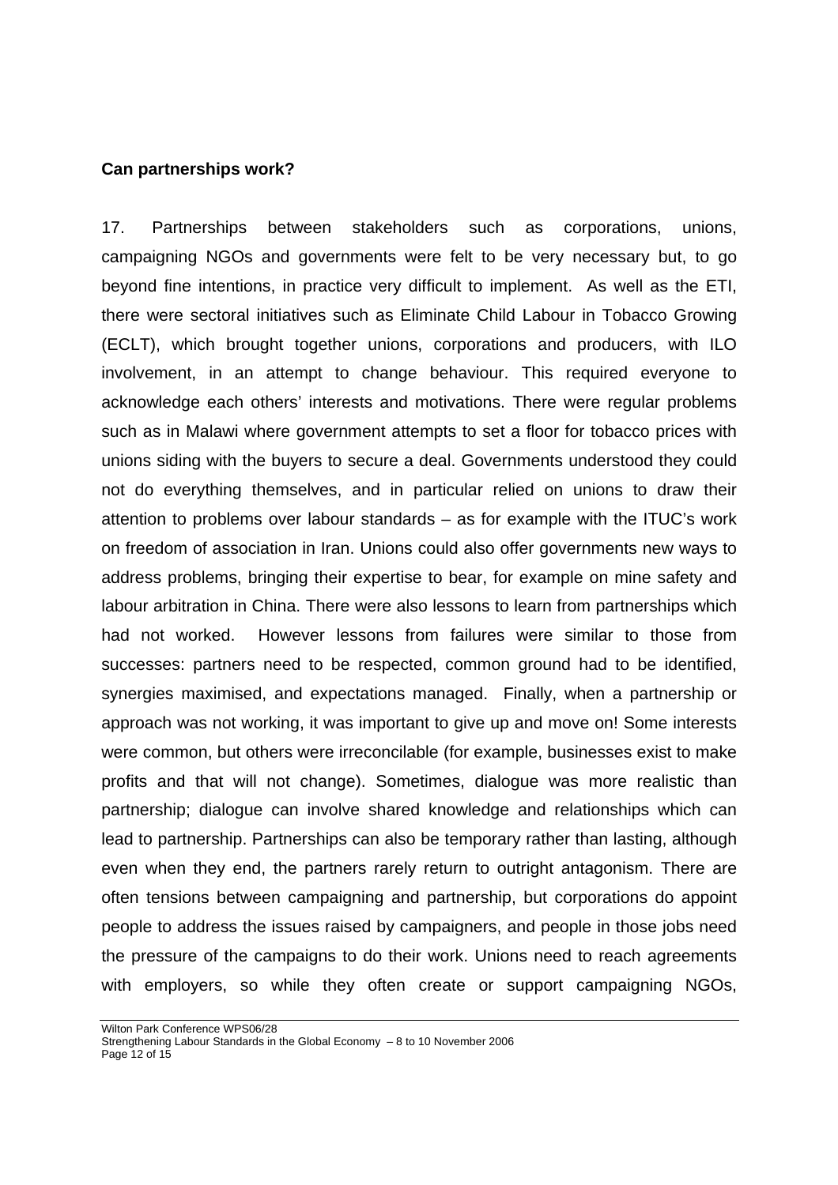**Can partnerships work?**

17. Partnerships between stakeholders such as corporations, unions, campaigning NGOs and governments were felt to be very necessary but, to go beyond fine intentions, in practice very difficult to implement. As well as the ETI, there were sectoral initiatives such as Eliminate Child Labour in Tobacco Growing (ECLT), which brought together unions, corporations and producers, with ILO involvement, in an attempt to change behaviour. This required everyone to acknowledge each others' interests and motivations. There were regular problems such as in Malawi where government attempts to set a floor for tobacco prices with unions siding with the buyers to secure a deal. Governments understood they could not do everything themselves, and in particular relied on unions to draw their attention to problems over labour standards – as for example with the ITUC's work on freedom of association in Iran. Unions could also offer governments new ways to address problems, bringing their expertise to bear, for example on mine safety and labour arbitration in China. There were also lessons to learn from partnerships which had not worked. However lessons from failures were similar to those from successes: partners need to be respected, common ground had to be identified, synergies maximised, and expectations managed. Finally, when a partnership or approach was not working, it was important to give up and move on! Some interests were common, but others were irreconcilable (for example, businesses exist to make profits and that will not change). Sometimes, dialogue was more realistic than partnership; dialogue can involve shared knowledge and relationships which can lead to partnership. Partnerships can also be temporary rather than lasting, although even when they end, the partners rarely return to outright antagonism. There are often tensions between campaigning and partnership, but corporations do appoint people to address the issues raised by campaigners, and people in those jobs need the pressure of the campaigns to do their work. Unions need to reach agreements with employers, so while they often create or support campaigning NGOs,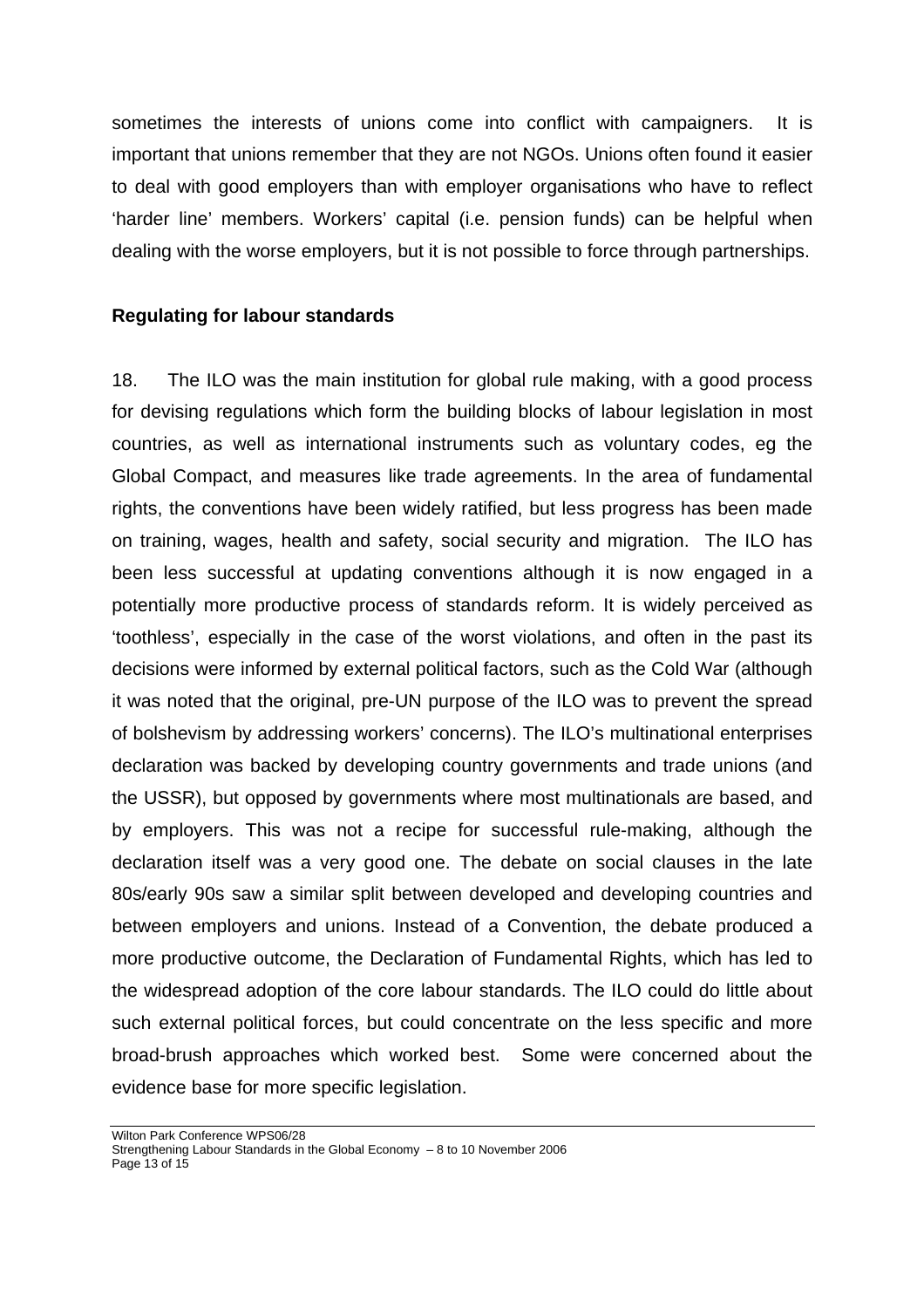sometimes the interests of unions come into conflict with campaigners. It is important that unions remember that they are not NGOs. Unions often found it easier to deal with good employers than with employer organisations who have to reflect 'harder line' members. Workers' capital (i.e. pension funds) can be helpful when dealing with the worse employers, but it is not possible to force through partnerships.

**Regulating for labour standards**

18. The ILO was the main institution for global rule making, with a good process for devising regulations which form the building blocks of labour legislation in most countries, as well as international instruments such as voluntary codes, eg the Global Compact, and measures like trade agreements. In the area of fundamental rights, the conventions have been widely ratified, but less progress has been made on training, wages, health and safety, social security and migration. The ILO has been less successful at updating conventions although it is now engaged in a potentially more productive process of standards reform. It is widely perceived as 'toothless', especially in the case of the worst violations, and often in the past its decisions were informed by external political factors, such as the Cold War (although it was noted that the original, pre-UN purpose of the ILO was to prevent the spread of bolshevism by addressing workers' concerns). The ILO's multinational enterprises declaration was backed by developing country governments and trade unions (and the USSR), but opposed by governments where most multinationals are based, and by employers. This was not a recipe for successful rule-making, although the declaration itself was a very good one. The debate on social clauses in the late 80s/early 90s saw a similar split between developed and developing countries and between employers and unions. Instead of a Convention, the debate produced a more productive outcome, the Declaration of Fundamental Rights, which has led to the widespread adoption of the core labour standards. The ILO could do little about such external political forces, but could concentrate on the less specific and more broad-brush approaches which worked best. Some were concerned about the evidence base for more specific legislation.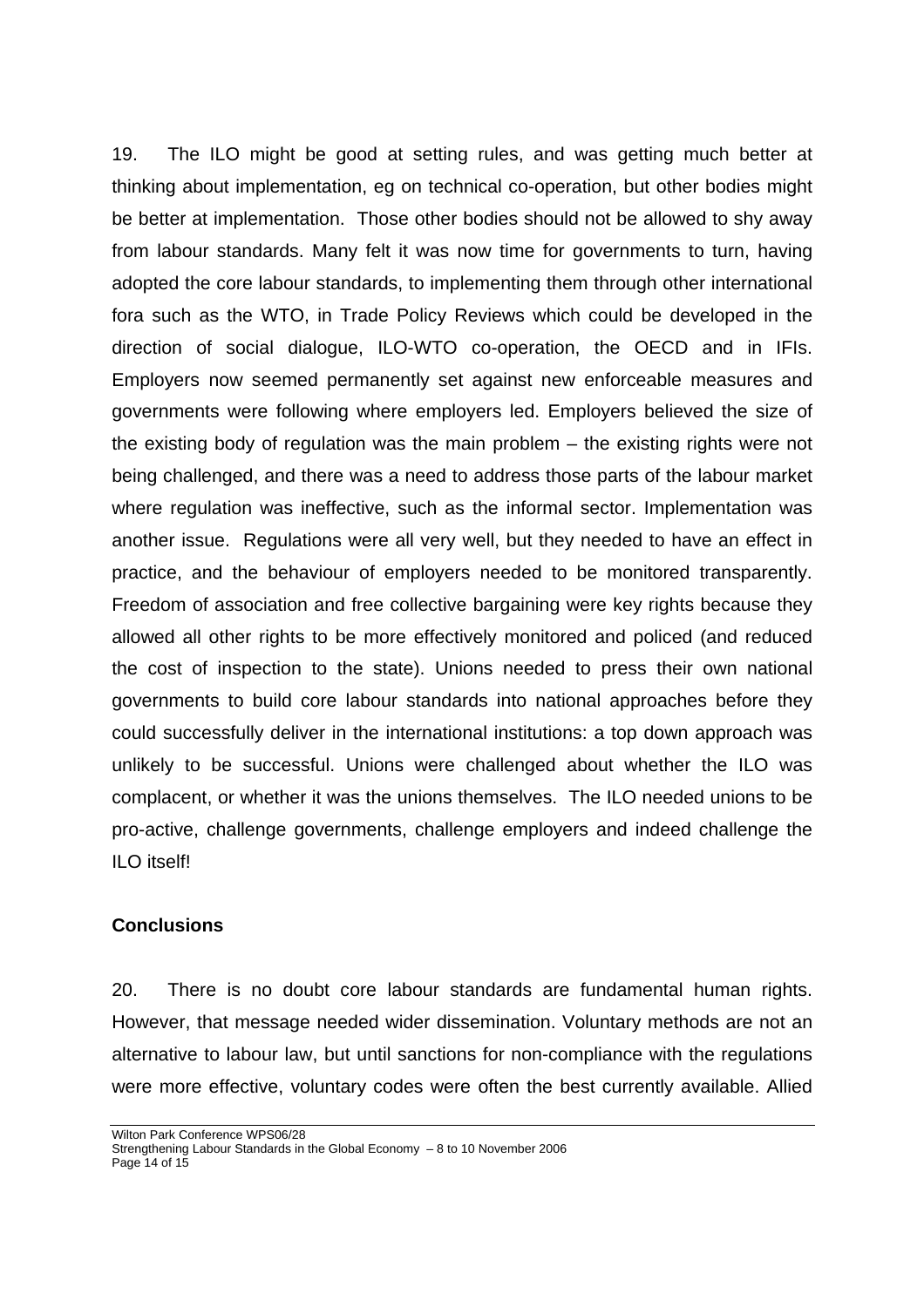19. The ILO might be good at setting rules, and was getting much better at thinking about implementation, eg on technical co-operation, but other bodies might be better at implementation. Those other bodies should not be allowed to shy away from labour standards. Many felt it was now time for governments to turn, having adopted the core labour standards, to implementing them through other international fora such as the WTO, in Trade Policy Reviews which could be developed in the direction of social dialogue, ILO-WTO co-operation, the OECD and in IFIs. Employers now seemed permanently set against new enforceable measures and governments were following where employers led. Employers believed the size of the existing body of regulation was the main problem – the existing rights were not being challenged, and there was a need to address those parts of the labour market where regulation was ineffective, such as the informal sector. Implementation was another issue. Regulations were all very well, but they needed to have an effect in practice, and the behaviour of employers needed to be monitored transparently. Freedom of association and free collective bargaining were key rights because they allowed all other rights to be more effectively monitored and policed (and reduced the cost of inspection to the state). Unions needed to press their own national governments to build core labour standards into national approaches before they could successfully deliver in the international institutions: a top down approach was unlikely to be successful. Unions were challenged about whether the ILO was complacent, or whether it was the unions themselves. The ILO needed unions to be pro-active, challenge governments, challenge employers and indeed challenge the ILO itself!

**Conclusions**

20. There is no doubt core labour standards are fundamental human rights. However, that message needed wider dissemination. Voluntary methods are not an alternative to labour law, but until sanctions for non-compliance with the regulations were more effective, voluntary codes were often the best currently available. Allied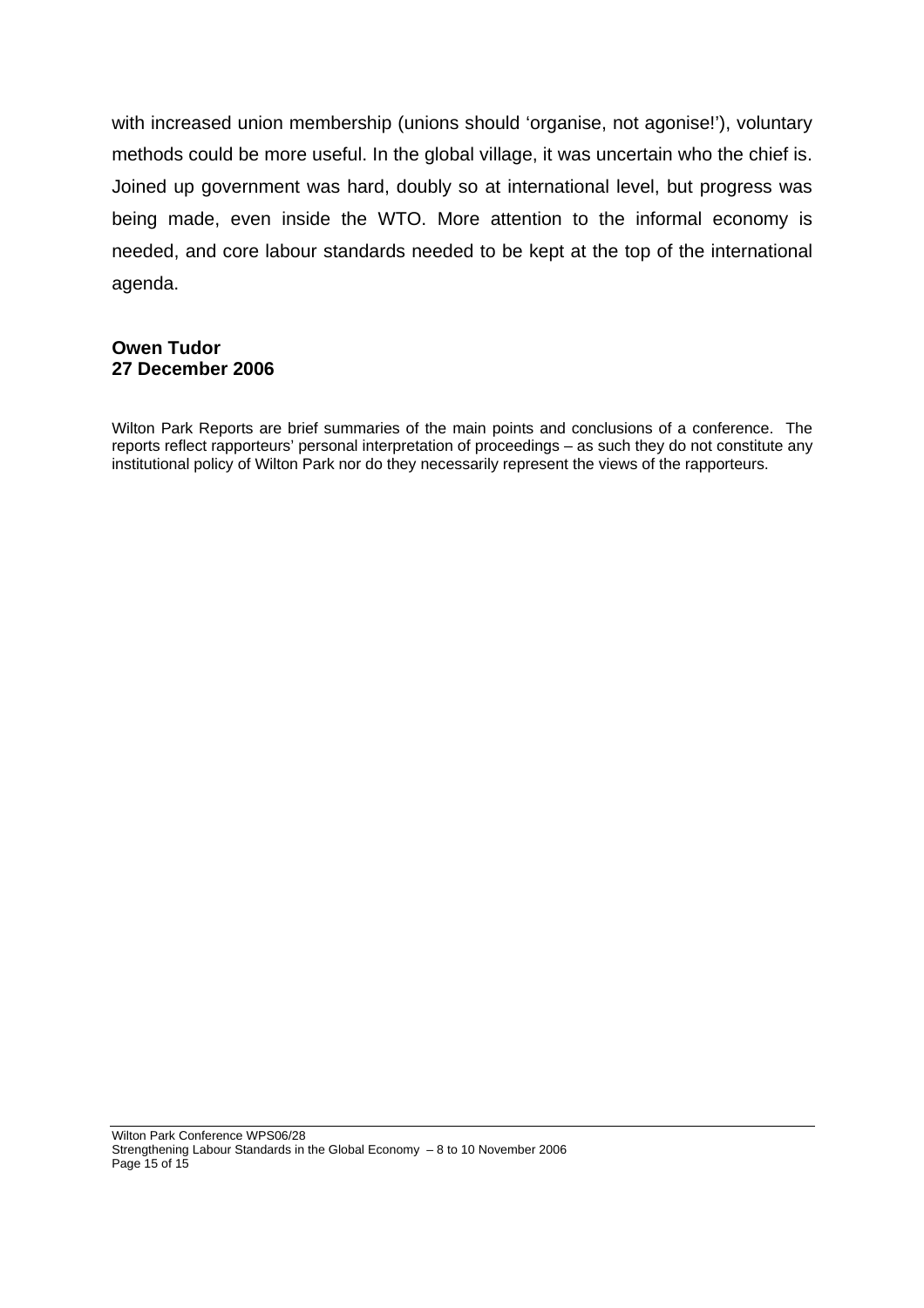with increased union membership (unions should 'organise, not agonise!'), voluntary methods could be more useful. In the global village, it was uncertain who the chief is. Joined up government was hard, doubly so at international level, but progress was being made, even inside the WTO. More attention to the informal economy is needed, and core labour standards needed to be kept at the top of the international agenda.

**Owen Tudor**
**27 December 2006**

Wilton Park Reports are brief summaries of the main points and conclusions of a conference. The reports reflect rapporteurs' personal interpretation of proceedings – as such they do not constitute any institutional policy of Wilton Park nor do they necessarily represent the views of the rapporteurs.